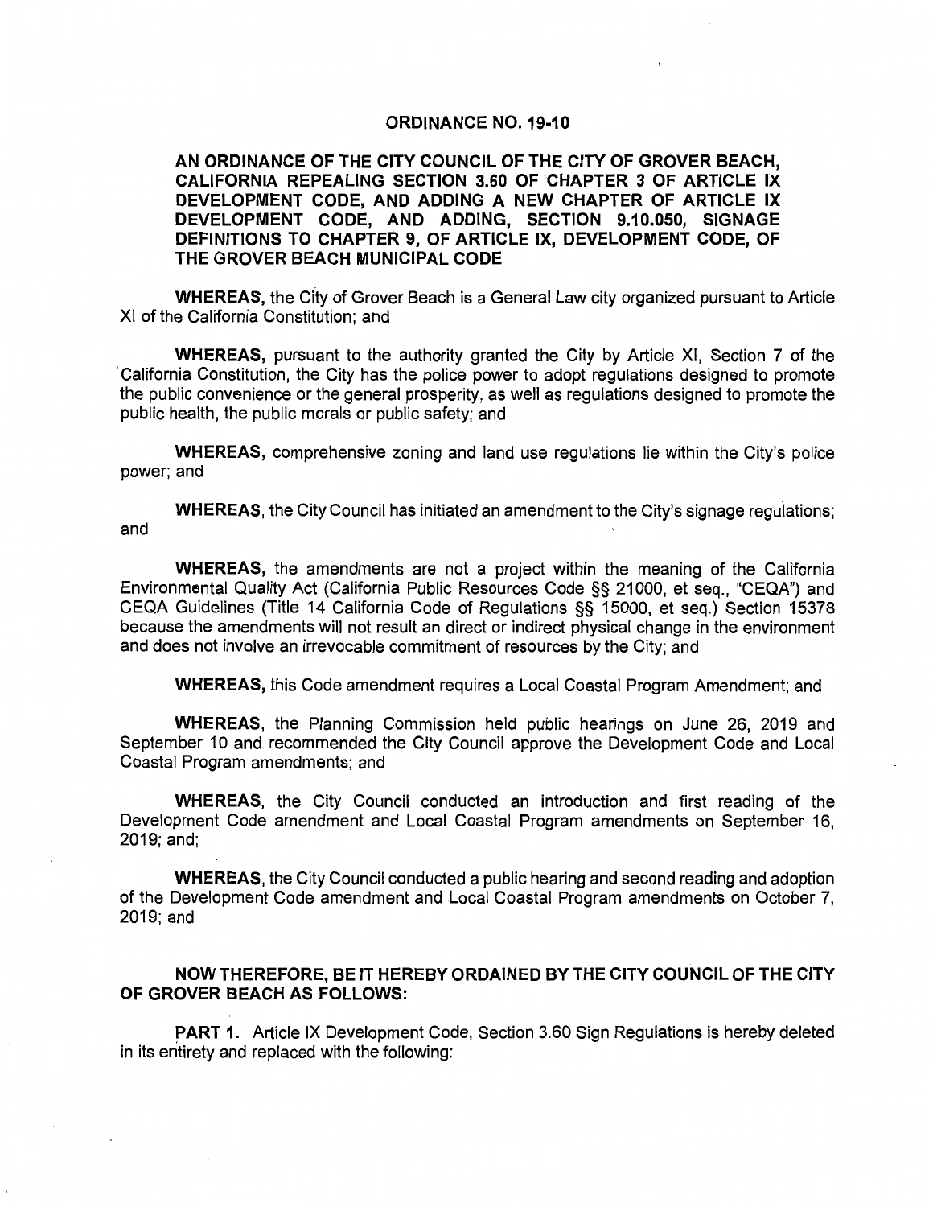# ORDINANCE NO. 19-10

## AN ORDINANCE OF THE CITY COUNCIL OF THE CITY OF GROVER BEACH, CALIFORNIA REPEALING SECTION 3.60 OF CHAPTER 3 OF ARTICLE IX DEVELOPMENT CODE, AND ADDING A NEW CHAPTER OF ARTICLE IX DEVELOPMENT CODE, AND ADDING, SECTION 9.10.050, SIGNAGE DEFINITIONS TO CHAPTER 9, OF ARTICLE IX, DEVELOPMENT CODE, OF THE GROVER BEACH MUNICIPAL CODE

**WHEREAS,** the City of Grover Beach is a General Law city organized pursuant to Article XI of the California Constitution; and

**WHEREAS,** pursuant to the authority granted the City by Article XI, Section 7 of the California Constitution, the City has the police power to adopt regulations designed to promote the public convenience or the general prosperity, as well as regulations designed to promote the public health, the public morals or public safety; and

**WHEREAS,** comprehensive zoning and land use regulations lie within the City's police power; and

**WHEREAS,** the City Council has initiated an amendment to the City's signage regulations; and

**WHEREAS,** the amendments are not a project within the meaning of the California Environmental Quality Act (California Public Resources Code §§ 21000, et seq., "CEQA") and CEQA Guidelines (Title 14 California Code of Regulations §§ 15000, et seq.) Section 15378 because the amendments will not result an direct or indirect physical change in the environment and does not involve an irrevocable commitment of resources by the City; and

**WHEREAS,** this Code amendment requires a Local Coastal Program Amendment; and

**WHEREAS,** the Planning Commission held public hearings on June 26, 2019 and September 10 and recommended the City Council approve the Development Code and Local Coastal Program amendments; and

**WHEREAS,** the City Council conducted an introduction and first reading of the Development Code amendment and Local Coastal Program amendments on September 16, 2019; and;

**WHEREAS,** the City Council conducted a public hearing and second reading and adoption of the Development Code amendment and Local Coastal Program amendments on October 7, 2019; and

**NOW THEREFORE, BE IT HEREBY ORDAINED BY THE CITY COUNCIL OF THE CITY OF GROVER BEACH AS FOLLOWS:**

**PART 1.** Article IX Development Code, Section 3.60 Sign Regulations is hereby deleted in its entirety and replaced with the following: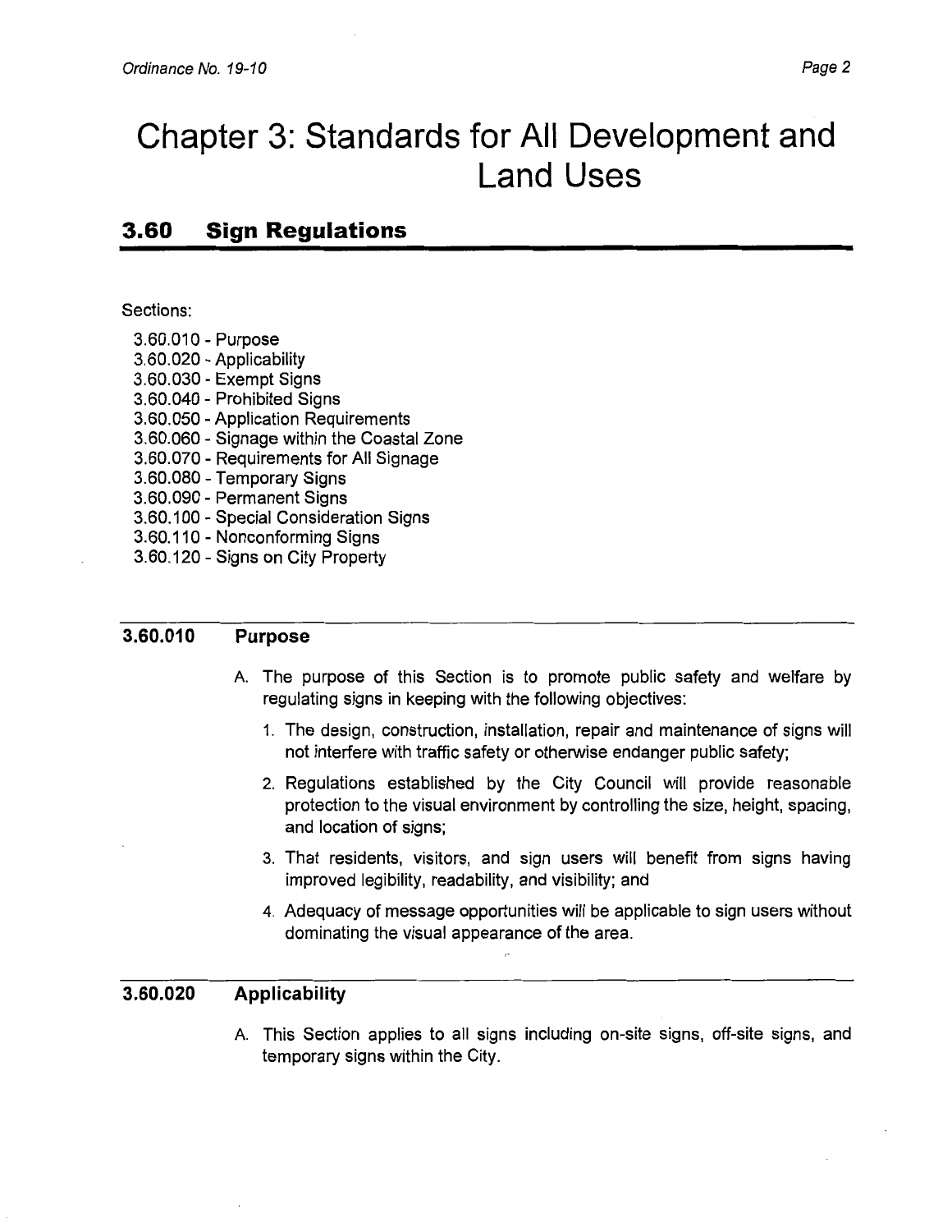# Chapter 3: Standards for All Development and Land Uses

## 3.60 Sign Regulations

Sections:

3.60.010 - Purpose
3.60.020 - Applicability
3.60.030 - Exempt Signs
3.60.040 - Prohibited Signs
3.60.050 - Application Requirements
3.60.060 - Signage within the Coastal Zone
3.60.070 - Requirements for All Signage
3.60.080 - Temporary Signs
3.60.090 - Permanent Signs
3.60.100 - Special Consideration Signs
3.60.110 - Nonconforming Signs
3.60.120 - Signs on City Property

### 3.60.010 Purpose

A. The purpose of this Section is to promote public safety and welfare by regulating signs in keeping with the following objectives:

1. The design, construction, installation, repair and maintenance of signs will not interfere with traffic safety or otherwise endanger public safety;
2. Regulations established by the City Council will provide reasonable protection to the visual environment by controlling the size, height, spacing, and location of signs;
3. That residents, visitors, and sign users will benefit from signs having improved legibility, readability, and visibility; and
4. Adequacy of message opportunities will be applicable to sign users without dominating the visual appearance of the area.

### 3.60.020 Applicability

A. This Section applies to all signs including on-site signs, off-site signs, and temporary signs within the City.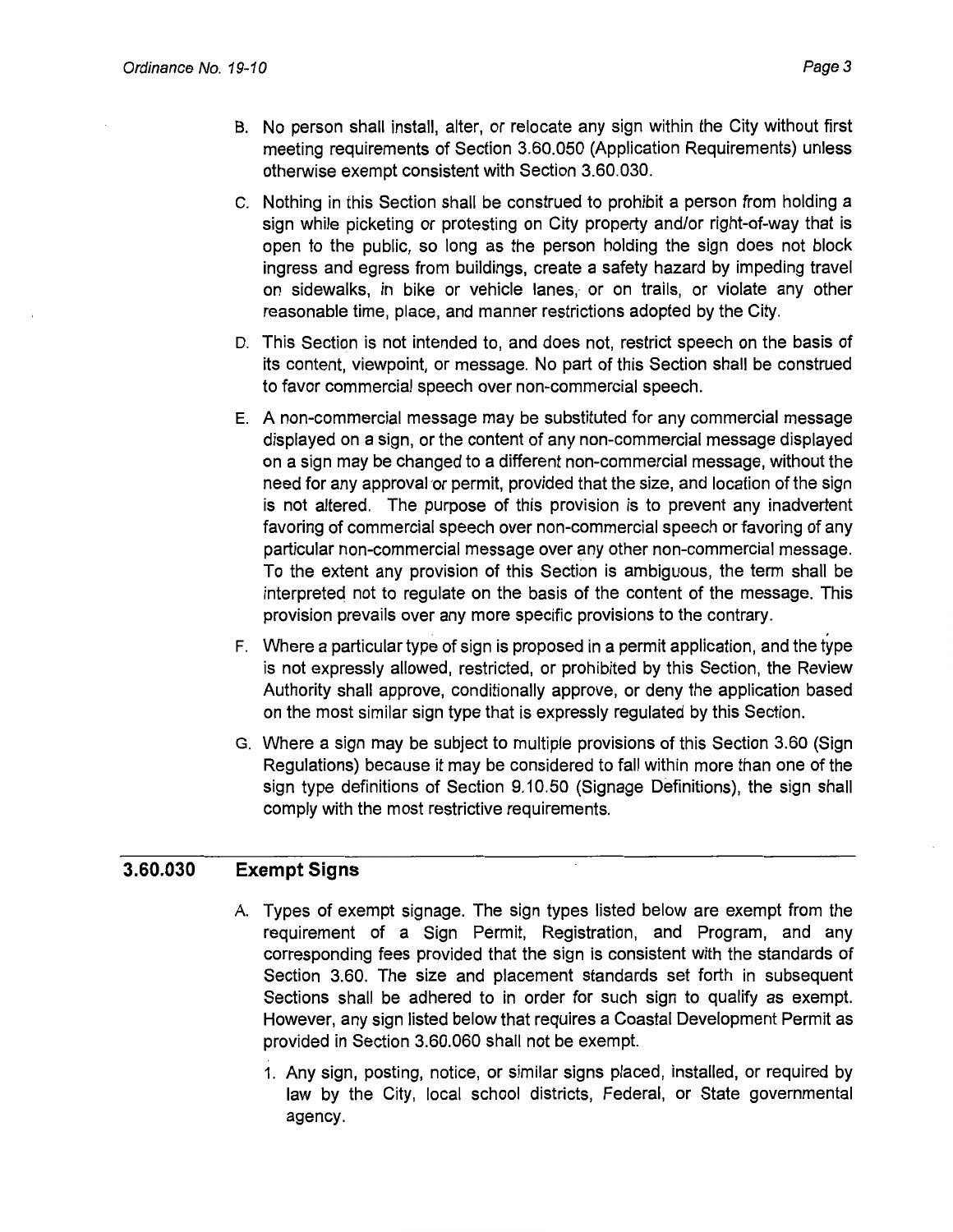B. No person shall install, alter, or relocate any sign within the City without first meeting requirements of Section 3.60.050 (Application Requirements) unless otherwise exempt consistent with Section 3.60.030.

C. Nothing in this Section shall be construed to prohibit a person from holding a sign while picketing or protesting on City property and/or right-of-way that is open to the public, so long as the person holding the sign does not block ingress and egress from buildings, create a safety hazard by impeding travel on sidewalks, in bike or vehicle lanes, or on trails, or violate any other reasonable time, place, and manner restrictions adopted by the City.

D. This Section is not intended to, and does not, restrict speech on the basis of its content, viewpoint, or message. No part of this Section shall be construed to favor commercial speech over non-commercial speech.

E. A non-commercial message may be substituted for any commercial message displayed on a sign, or the content of any non-commercial message displayed on a sign may be changed to a different non-commercial message, without the need for any approval or permit, provided that the size, and location of the sign is not altered. The purpose of this provision is to prevent any inadvertent favoring of commercial speech over non-commercial speech or favoring of any particular non-commercial message over any other non-commercial message. To the extent any provision of this Section is ambiguous, the term shall be interpreted not to regulate on the basis of the content of the message. This provision prevails over any more specific provisions to the contrary.

F. Where a particular type of sign is proposed in a permit application, and the type is not expressly allowed, restricted, or prohibited by this Section, the Review Authority shall approve, conditionally approve, or deny the application based on the most similar sign type that is expressly regulated by this Section.

G. Where a sign may be subject to multiple provisions of this Section 3.60 (Sign Regulations) because it may be considered to fall within more than one of the sign type definitions of Section 9.10.50 (Signage Definitions), the sign shall comply with the most restrictive requirements.

## 3.60.030 Exempt Signs

A. Types of exempt signage. The sign types listed below are exempt from the requirement of a Sign Permit, Registration, and Program, and any corresponding fees provided that the sign is consistent with the standards of Section 3.60. The size and placement standards set forth in subsequent Sections shall be adhered to in order for such sign to qualify as exempt. However, any sign listed below that requires a Coastal Development Permit as provided in Section 3.60.060 shall not be exempt.

   1. Any sign, posting, notice, or similar signs placed, installed, or required by law by the City, local school districts, Federal, or State governmental agency.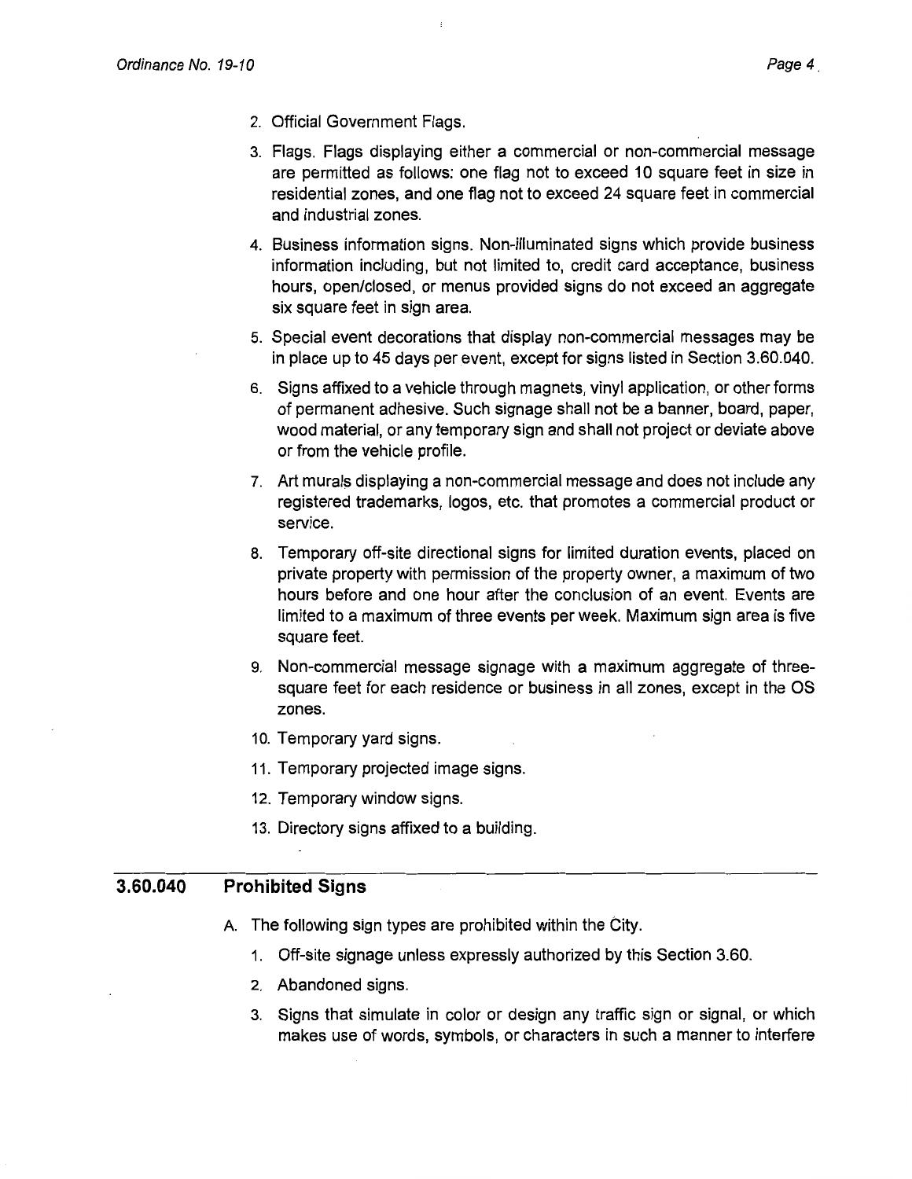2. Official Government Flags.
3. Flags. Flags displaying either a commercial or non-commercial message are permitted as follows: one flag not to exceed 10 square feet in size in residential zones, and one flag not to exceed 24 square feet in commercial and industrial zones.
4. Business information signs. Non-illuminated signs which provide business information including, but not limited to, credit card acceptance, business hours, open/closed, or menus provided signs do not exceed an aggregate six square feet in sign area.
5. Special event decorations that display non-commercial messages may be in place up to 45 days per event, except for signs listed in Section 3.60.040.
6. Signs affixed to a vehicle through magnets, vinyl application, or other forms of permanent adhesive. Such signage shall not be a banner, board, paper, wood material, or any temporary sign and shall not project or deviate above or from the vehicle profile.
7. Art murals displaying a non-commercial message and does not include any registered trademarks, logos, etc. that promotes a commercial product or service.
8. Temporary off-site directional signs for limited duration events, placed on private property with permission of the property owner, a maximum of two hours before and one hour after the conclusion of an event. Events are limited to a maximum of three events per week. Maximum sign area is five square feet.
9. Non-commercial message signage with a maximum aggregate of three-square feet for each residence or business in all zones, except in the OS zones.
10. Temporary yard signs.
11. Temporary projected image signs.
12. Temporary window signs.
13. Directory signs affixed to a building.

## 3.60.040 Prohibited Signs

A. The following sign types are prohibited within the City.

1. Off-site signage unless expressly authorized by this Section 3.60.
2. Abandoned signs.
3. Signs that simulate in color or design any traffic sign or signal, or which makes use of words, symbols, or characters in such a manner to interfere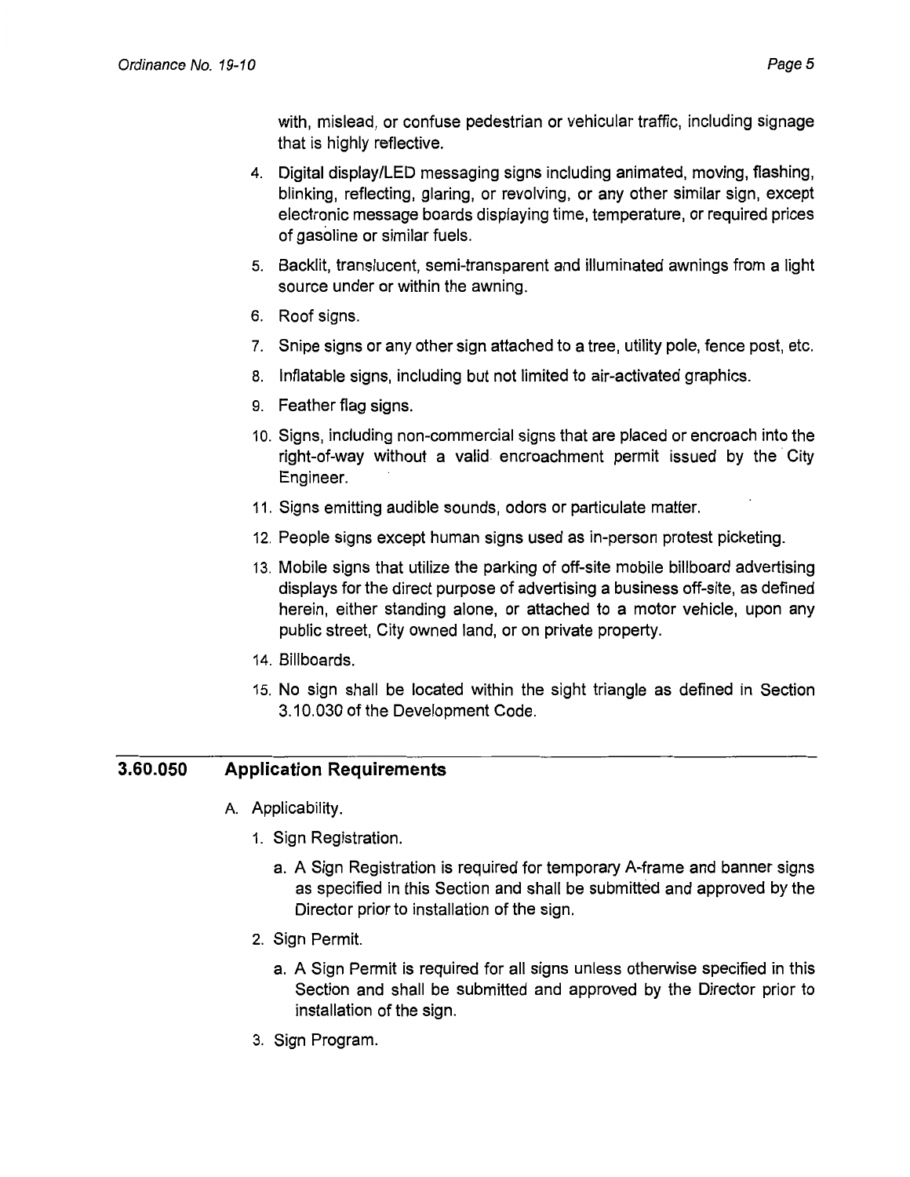with, mislead, or confuse pedestrian or vehicular traffic, including signage that is highly reflective.

4. Digital display/LED messaging signs including animated, moving, flashing, blinking, reflecting, glaring, or revolving, or any other similar sign, except electronic message boards displaying time, temperature, or required prices of gasoline or similar fuels.
5. Backlit, translucent, semi-transparent and illuminated awnings from a light source under or within the awning.
6. Roof signs.
7. Snipe signs or any other sign attached to a tree, utility pole, fence post, etc.
8. Inflatable signs, including but not limited to air-activated graphics.
9. Feather flag signs.
10. Signs, including non-commercial signs that are placed or encroach into the right-of-way without a valid encroachment permit issued by the City Engineer.
11. Signs emitting audible sounds, odors or particulate matter.
12. People signs except human signs used as in-person protest picketing.
13. Mobile signs that utilize the parking of off-site mobile billboard advertising displays for the direct purpose of advertising a business off-site, as defined herein, either standing alone, or attached to a motor vehicle, upon any public street, City owned land, or on private property.
14. Billboards.
15. No sign shall be located within the sight triangle as defined in Section 3.10.030 of the Development Code.

## 3.60.050 Application Requirements

A. Applicability.

1. Sign Registration.
   a. A Sign Registration is required for temporary A-frame and banner signs as specified in this Section and shall be submitted and approved by the Director prior to installation of the sign.
2. Sign Permit.
   a. A Sign Permit is required for all signs unless otherwise specified in this Section and shall be submitted and approved by the Director prior to installation of the sign.
3. Sign Program.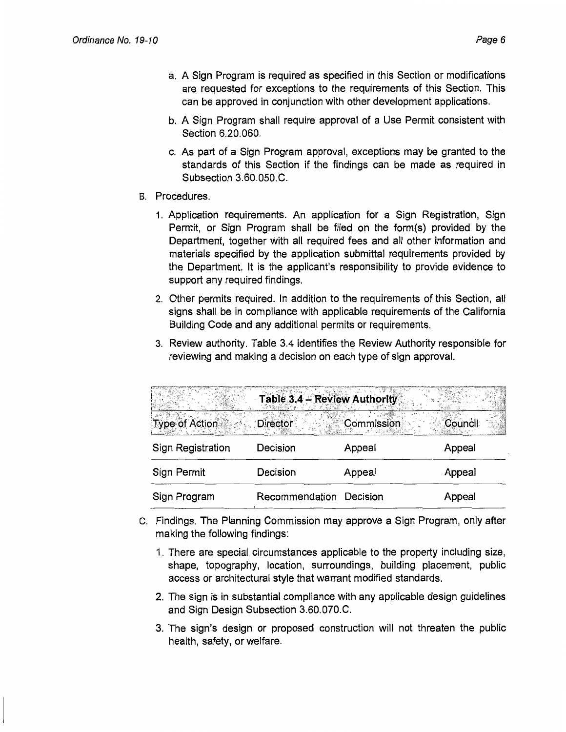a. A Sign Program is required as specified in this Section or modifications are requested for exceptions to the requirements of this Section. This can be approved in conjunction with other development applications.

b. A Sign Program shall require approval of a Use Permit consistent with Section 6.20.060.

c. As part of a Sign Program approval, exceptions may be granted to the standards of this Section if the findings can be made as required in Subsection 3.60.050.C.

B. Procedures.

1. Application requirements. An application for a Sign Registration, Sign Permit, or Sign Program shall be filed on the form(s) provided by the Department, together with all required fees and all other information and materials specified by the application submittal requirements provided by the Department. It is the applicant's responsibility to provide evidence to support any required findings.

2. Other permits required. In addition to the requirements of this Section, all signs shall be in compliance with applicable requirements of the California Building Code and any additional permits or requirements.

3. Review authority. Table 3.4 identifies the Review Authority responsible for reviewing and making a decision on each type of sign approval.

**Table 3.4 – Review Authority**

| Type of Action | Director | Commission | Council |
|---|---|---|---|
| Sign Registration | Decision | Appeal | Appeal |
| Sign Permit | Decision | Appeal | Appeal |
| Sign Program | Recommendation | Decision | Appeal |

C. Findings. The Planning Commission may approve a Sign Program, only after making the following findings:

1. There are special circumstances applicable to the property including size, shape, topography, location, surroundings, building placement, public access or architectural style that warrant modified standards.

2. The sign is in substantial compliance with any applicable design guidelines and Sign Design Subsection 3.60.070.C.

3. The sign's design or proposed construction will not threaten the public health, safety, or welfare.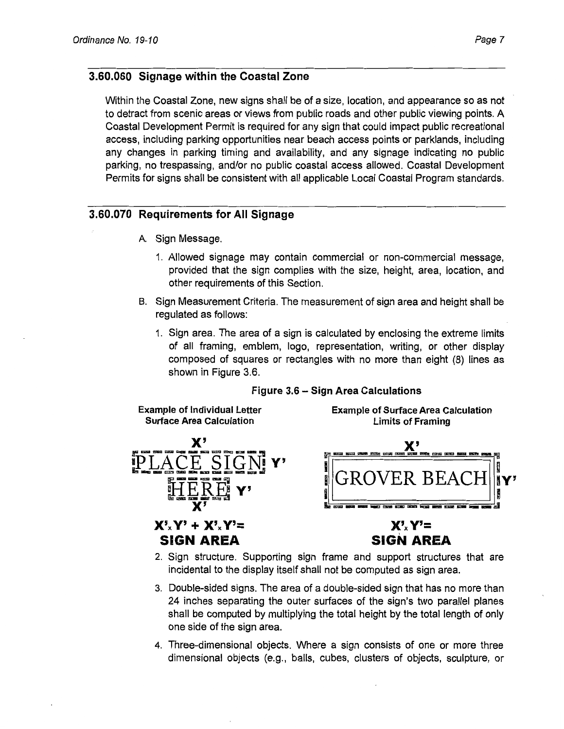### 3.60.060 Signage within the Coastal Zone

Within the Coastal Zone, new signs shall be of a size, location, and appearance so as not to detract from scenic areas or views from public roads and other public viewing points. A Coastal Development Permit is required for any sign that could impact public recreational access, including parking opportunities near beach access points or parklands, including any changes in parking timing and availability, and any signage indicating no public parking, no trespassing, and/or no public coastal access allowed. Coastal Development Permits for signs shall be consistent with all applicable Local Coastal Program standards.

### 3.60.070 Requirements for All Signage

A. Sign Message.

1. Allowed signage may contain commercial or non-commercial message, provided that the sign complies with the size, height, area, location, and other requirements of this Section.

B. Sign Measurement Criteria. The measurement of sign area and height shall be regulated as follows:

1. Sign area. The area of a sign is calculated by enclosing the extreme limits of all framing, emblem, logo, representation, writing, or other display composed of squares or rectangles with no more than eight (8) lines as shown in Figure 3.6.

**Figure 3.6 – Sign Area Calculations**

**Example of Individual Letter Surface Area Calculation**

PLACE SIGN HERE

**X'ₓY' + X'ₓY'= SIGN AREA**

**Example of Surface Area Calculation Limits of Framing**

GROVER BEACH

**X'ₓY'= SIGN AREA**

2. Sign structure. Supporting sign frame and support structures that are incidental to the display itself shall not be computed as sign area.

3. Double-sided signs. The area of a double-sided sign that has no more than 24 inches separating the outer surfaces of the sign's two parallel planes shall be computed by multiplying the total height by the total length of only one side of the sign area.

4. Three-dimensional objects. Where a sign consists of one or more three dimensional objects (e.g., balls, cubes, clusters of objects, sculpture, or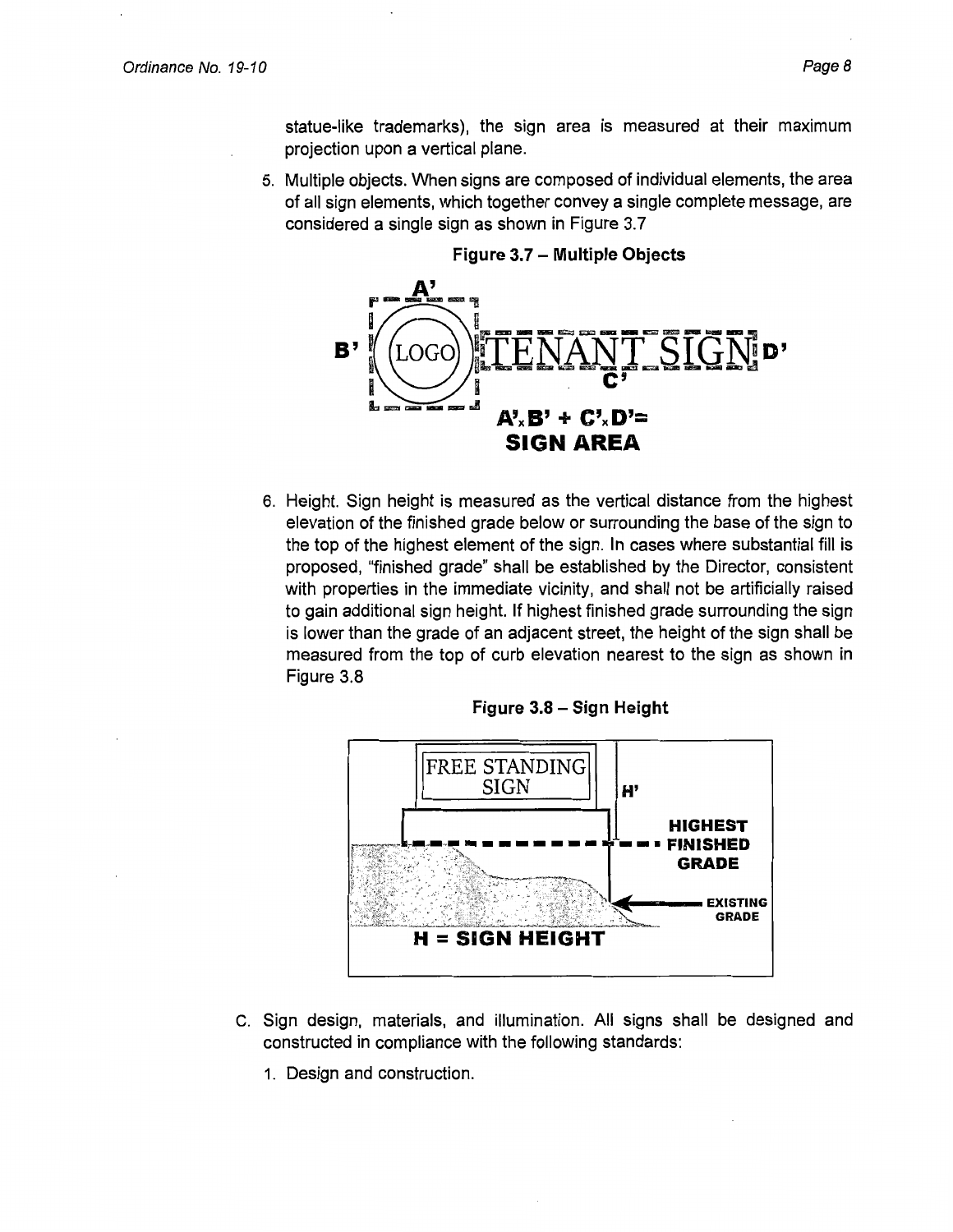statue-like trademarks), the sign area is measured at their maximum projection upon a vertical plane.

5. Multiple objects. When signs are composed of individual elements, the area of all sign elements, which together convey a single complete message, are considered a single sign as shown in Figure 3.7

**Figure 3.7 – Multiple Objects**

A'

B' LOGO TENANT SIGN D'

C'

$A' \times B' + C' \times D' =$
**SIGN AREA**

6. Height. Sign height is measured as the vertical distance from the highest elevation of the finished grade below or surrounding the base of the sign to the top of the highest element of the sign. In cases where substantial fill is proposed, "finished grade" shall be established by the Director, consistent with properties in the immediate vicinity, and shall not be artificially raised to gain additional sign height. If highest finished grade surrounding the sign is lower than the grade of an adjacent street, the height of the sign shall be measured from the top of curb elevation nearest to the sign as shown in Figure 3.8

**Figure 3.8 – Sign Height**

FREE STANDING SIGN

H'

HIGHEST FINISHED GRADE

EXISTING GRADE

**H = SIGN HEIGHT**

C. Sign design, materials, and illumination. All signs shall be designed and constructed in compliance with the following standards:

1. Design and construction.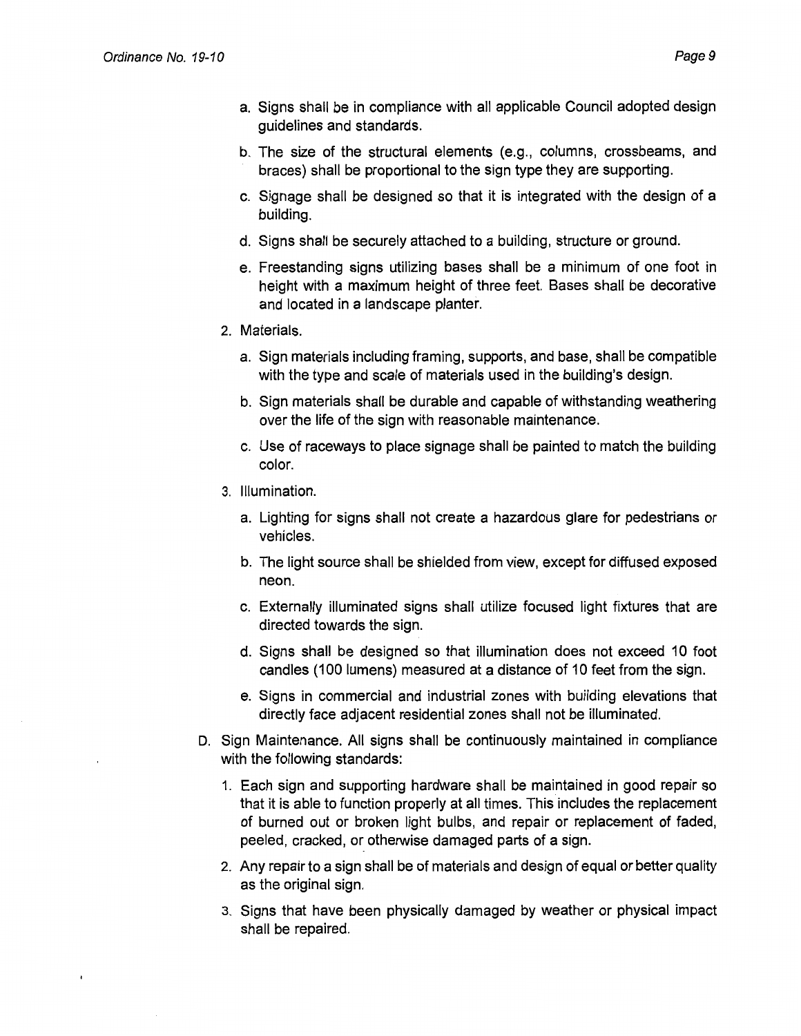a. Signs shall be in compliance with all applicable Council adopted design guidelines and standards.

b. The size of the structural elements (e.g., columns, crossbeams, and braces) shall be proportional to the sign type they are supporting.

c. Signage shall be designed so that it is integrated with the design of a building.

d. Signs shall be securely attached to a building, structure or ground.

e. Freestanding signs utilizing bases shall be a minimum of one foot in height with a maximum height of three feet. Bases shall be decorative and located in a landscape planter.

2. Materials.

   a. Sign materials including framing, supports, and base, shall be compatible with the type and scale of materials used in the building's design.

   b. Sign materials shall be durable and capable of withstanding weathering over the life of the sign with reasonable maintenance.

   c. Use of raceways to place signage shall be painted to match the building color.

3. Illumination.

   a. Lighting for signs shall not create a hazardous glare for pedestrians or vehicles.

   b. The light source shall be shielded from view, except for diffused exposed neon.

   c. Externally illuminated signs shall utilize focused light fixtures that are directed towards the sign.

   d. Signs shall be designed so that illumination does not exceed 10 foot candles (100 lumens) measured at a distance of 10 feet from the sign.

   e. Signs in commercial and industrial zones with building elevations that directly face adjacent residential zones shall not be illuminated.

D. Sign Maintenance. All signs shall be continuously maintained in compliance with the following standards:

1. Each sign and supporting hardware shall be maintained in good repair so that it is able to function properly at all times. This includes the replacement of burned out or broken light bulbs, and repair or replacement of faded, peeled, cracked, or otherwise damaged parts of a sign.

2. Any repair to a sign shall be of materials and design of equal or better quality as the original sign.

3. Signs that have been physically damaged by weather or physical impact shall be repaired.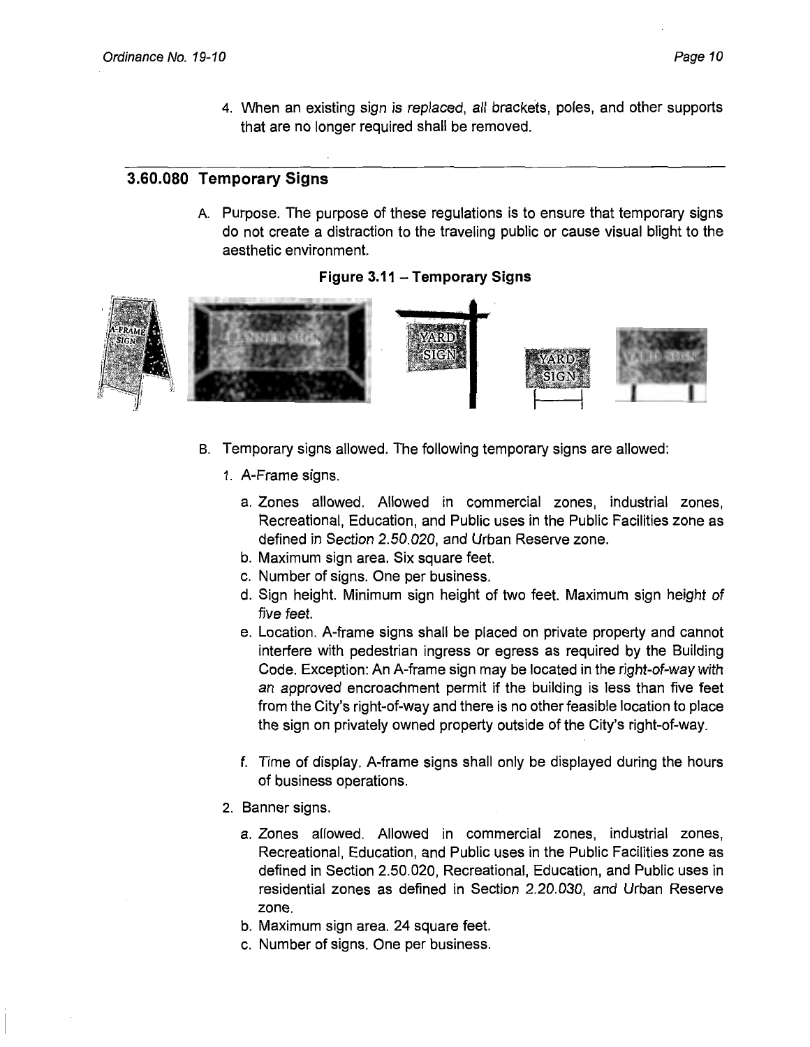4. When an existing sign is replaced, all brackets, poles, and other supports that are no longer required shall be removed.

## 3.60.080 Temporary Signs

A. Purpose. The purpose of these regulations is to ensure that temporary signs do not create a distraction to the traveling public or cause visual blight to the aesthetic environment.

**Figure 3.11 – Temporary Signs**

B. Temporary signs allowed. The following temporary signs are allowed:

1. A-Frame signs.

   a. Zones allowed. Allowed in commercial zones, industrial zones, Recreational, Education, and Public uses in the Public Facilities zone as defined in Section 2.50.020, and Urban Reserve zone.

   b. Maximum sign area. Six square feet.

   c. Number of signs. One per business.

   d. Sign height. Minimum sign height of two feet. Maximum sign height of five feet.

   e. Location. A-frame signs shall be placed on private property and cannot interfere with pedestrian ingress or egress as required by the Building Code. Exception: An A-frame sign may be located in the right-of-way with an approved encroachment permit if the building is less than five feet from the City's right-of-way and there is no other feasible location to place the sign on privately owned property outside of the City's right-of-way.

   f. Time of display. A-frame signs shall only be displayed during the hours of business operations.

2. Banner signs.

   a. Zones allowed. Allowed in commercial zones, industrial zones, Recreational, Education, and Public uses in the Public Facilities zone as defined in Section 2.50.020, Recreational, Education, and Public uses in residential zones as defined in Section 2.20.030, and Urban Reserve zone.

   b. Maximum sign area. 24 square feet.

   c. Number of signs. One per business.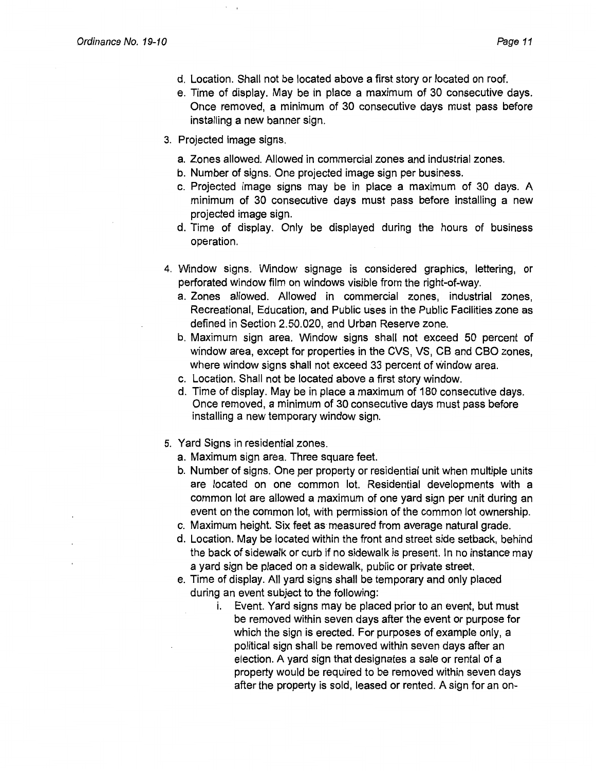d. Location. Shall not be located above a first story or located on roof.
e. Time of display. May be in place a maximum of 30 consecutive days. Once removed, a minimum of 30 consecutive days must pass before installing a new banner sign.

3. Projected image signs.
   a. Zones allowed. Allowed in commercial zones and industrial zones.
   b. Number of signs. One projected image sign per business.
   c. Projected image signs may be in place a maximum of 30 days. A minimum of 30 consecutive days must pass before installing a new projected image sign.
   d. Time of display. Only be displayed during the hours of business operation.

4. Window signs. Window signage is considered graphics, lettering, or perforated window film on windows visible from the right-of-way.
   a. Zones allowed. Allowed in commercial zones, industrial zones, Recreational, Education, and Public uses in the Public Facilities zone as defined in Section 2.50.020, and Urban Reserve zone.
   b. Maximum sign area. Window signs shall not exceed 50 percent of window area, except for properties in the CVS, VS, CB and CBO zones, where window signs shall not exceed 33 percent of window area.
   c. Location. Shall not be located above a first story window.
   d. Time of display. May be in place a maximum of 180 consecutive days. Once removed, a minimum of 30 consecutive days must pass before installing a new temporary window sign.

5. Yard Signs in residential zones.
   a. Maximum sign area. Three square feet.
   b. Number of signs. One per property or residential unit when multiple units are located on one common lot. Residential developments with a common lot are allowed a maximum of one yard sign per unit during an event on the common lot, with permission of the common lot ownership.
   c. Maximum height. Six feet as measured from average natural grade.
   d. Location. May be located within the front and street side setback, behind the back of sidewalk or curb if no sidewalk is present. In no instance may a yard sign be placed on a sidewalk, public or private street.
   e. Time of display. All yard signs shall be temporary and only placed during an event subject to the following:
      i. Event. Yard signs may be placed prior to an event, but must be removed within seven days after the event or purpose for which the sign is erected. For purposes of example only, a political sign shall be removed within seven days after an election. A yard sign that designates a sale or rental of a property would be required to be removed within seven days after the property is sold, leased or rented. A sign for an on-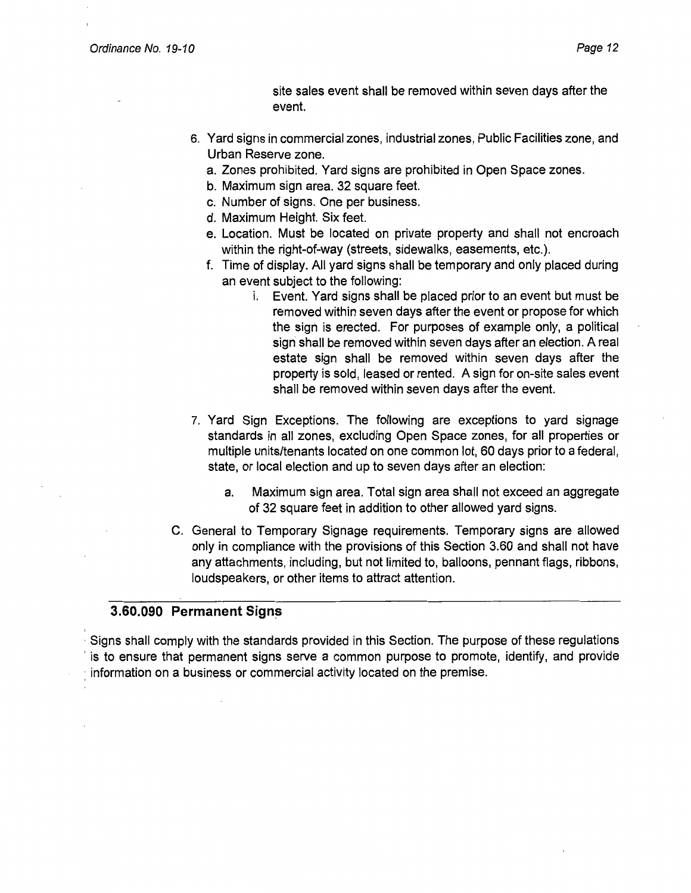site sales event shall be removed within seven days after the event.

6. Yard signs in commercial zones, industrial zones, Public Facilities zone, and Urban Reserve zone.
   a. Zones prohibited. Yard signs are prohibited in Open Space zones.
   b. Maximum sign area. 32 square feet.
   c. Number of signs. One per business.
   d. Maximum Height. Six feet.
   e. Location. Must be located on private property and shall not encroach within the right-of-way (streets, sidewalks, easements, etc.).
   f. Time of display. All yard signs shall be temporary and only placed during an event subject to the following:
      i. Event. Yard signs shall be placed prior to an event but must be removed within seven days after the event or propose for which the sign is erected. For purposes of example only, a political sign shall be removed within seven days after an election. A real estate sign shall be removed within seven days after the property is sold, leased or rented. A sign for on-site sales event shall be removed within seven days after the event.

7. Yard Sign Exceptions. The following are exceptions to yard signage standards in all zones, excluding Open Space zones, for all properties or multiple units/tenants located on one common lot, 60 days prior to a federal, state, or local election and up to seven days after an election:
   a. Maximum sign area. Total sign area shall not exceed an aggregate of 32 square feet in addition to other allowed yard signs.

C. General to Temporary Signage requirements. Temporary signs are allowed only in compliance with the provisions of this Section 3.60 and shall not have any attachments, including, but not limited to, balloons, pennant flags, ribbons, loudspeakers, or other items to attract attention.

### 3.60.090 Permanent Signs

Signs shall comply with the standards provided in this Section. The purpose of these regulations is to ensure that permanent signs serve a common purpose to promote, identify, and provide information on a business or commercial activity located on the premise.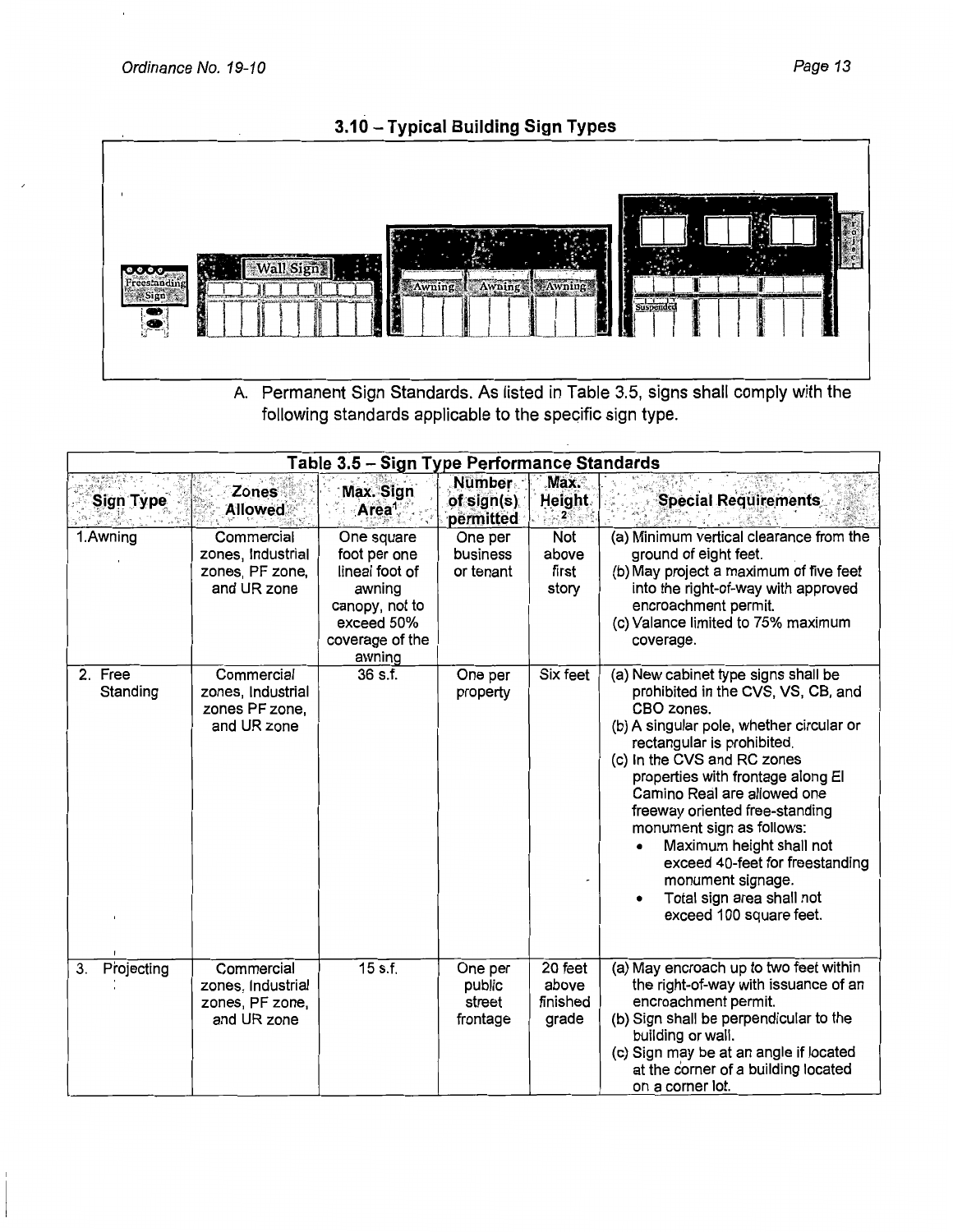## 3.10 – Typical Building Sign Types

A. Permanent Sign Standards. As listed in Table 3.5, signs shall comply with the following standards applicable to the specific sign type.

| Table 3.5 – Sign Type Performance Standards | | | | | |
|---|---|---|---|---|---|
| **Sign Type** | **Zones Allowed** | **Max. Sign Area**[1] | **Number of sign(s) permitted** | **Max. Height**[2] | **Special Requirements** |
| 1. Awning | Commercial zones, Industrial zones, PF zone, and UR zone | One square foot per one lineal foot of awning canopy, not to exceed 50% coverage of the awning | One per business or tenant | Not above first story | (a) Minimum vertical clearance from the ground of eight feet.<br>(b) May project a maximum of five feet into the right-of-way with approved encroachment permit.<br>(c) Valance limited to 75% maximum coverage. |
| 2. Free Standing | Commercial zones, Industrial zones PF zone, and UR zone | 36 s.f. | One per property | Six feet | (a) New cabinet type signs shall be prohibited in the CVS, VS, CB, and CBO zones.<br>(b) A singular pole, whether circular or rectangular is prohibited.<br>(c) In the CVS and RC zones properties with frontage along El Camino Real are allowed one freeway oriented free-standing monument sign as follows:<br>• Maximum height shall not exceed 40-feet for freestanding monument signage.<br>• Total sign area shall not exceed 100 square feet. |
| 3. Projecting | Commercial zones, Industrial zones, PF zone, and UR zone | 15 s.f. | One per public street frontage | 20 feet above finished grade | (a) May encroach up to two feet within the right-of-way with issuance of an encroachment permit.<br>(b) Sign shall be perpendicular to the building or wall.<br>(c) Sign may be at an angle if located at the corner of a building located on a corner lot. |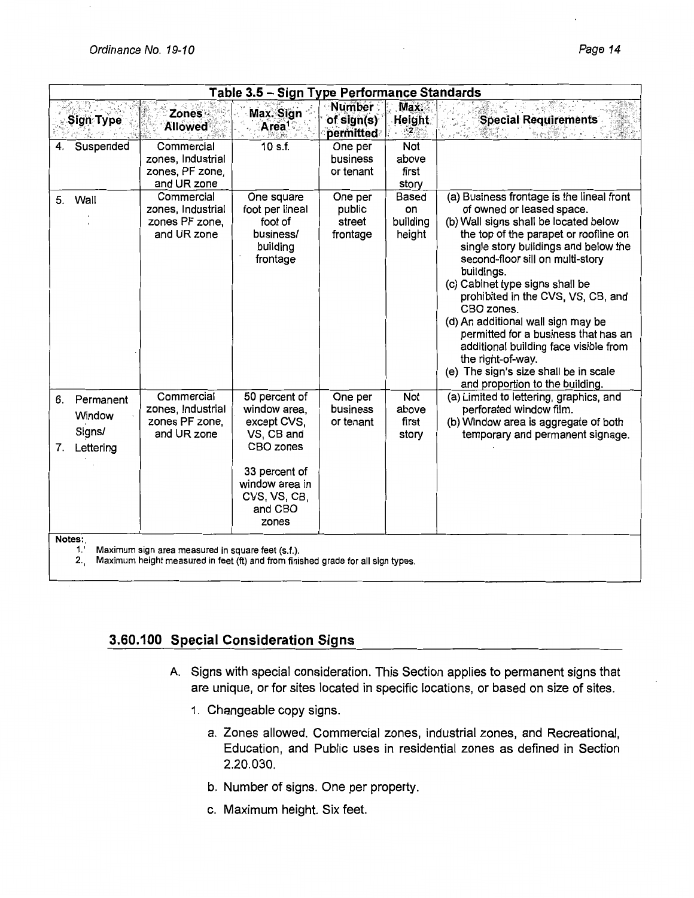| Table 3.5 – Sign Type Performance Standards | | | | | |
|---|---|---|---|---|---|
| Sign Type | Zones Allowed | Max. Sign Area[1] | Number of sign(s) permitted | Max. Height[2] | Special Requirements |
| 4. Suspended | Commercial zones, Industrial zones, PF zone, and UR zone | 10 s.f. | One per business or tenant | Not above first story | |
| 5. Wall | Commercial zones, Industrial zones PF zone, and UR zone | One square foot per lineal foot of business/ building frontage | One per public street frontage | Based on building height | (a) Business frontage is the lineal front of owned or leased space. (b) Wall signs shall be located below the top of the parapet or roofline on single story buildings and below the second-floor sill on multi-story buildings. (c) Cabinet type signs shall be prohibited in the CVS, VS, CB, and CBO zones. (d) An additional wall sign may be permitted for a business that has an additional building face visible from the right-of-way. (e) The sign's size shall be in scale and proportion to the building. |
| 6. Permanent Window Signs/ 7. Lettering | Commercial zones, Industrial zones PF zone, and UR zone | 50 percent of window area, except CVS, VS, CB and CBO zones<br><br>33 percent of window area in CVS, VS, CB, and CBO zones | One per business or tenant | Not above first story | (a) Limited to lettering, graphics, and perforated window film. (b) Window area is aggregate of both temporary and permanent signage. |

Notes:
1. Maximum sign area measured in square feet (s.f.).
2. Maximum height measured in feet (ft) and from finished grade for all sign types.

## 3.60.100 Special Consideration Signs

A. Signs with special consideration. This Section applies to permanent signs that are unique, or for sites located in specific locations, or based on size of sites.

1. Changeable copy signs.

   a. Zones allowed. Commercial zones, industrial zones, and Recreational, Education, and Public uses in residential zones as defined in Section 2.20.030.

   b. Number of signs. One per property.

   c. Maximum height. Six feet.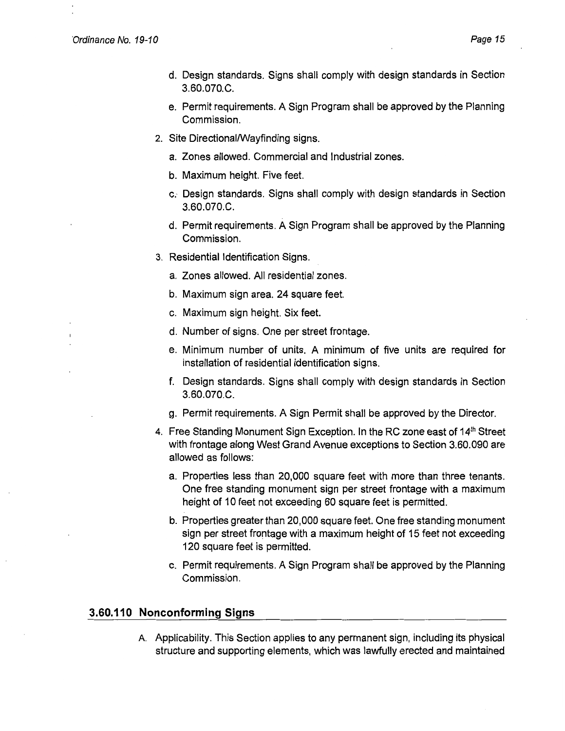d. Design standards. Signs shall comply with design standards in Section 3.60.070.C.

e. Permit requirements. A Sign Program shall be approved by the Planning Commission.

2. Site Directional/Wayfinding signs.

   a. Zones allowed. Commercial and Industrial zones.

   b. Maximum height. Five feet.

   c. Design standards. Signs shall comply with design standards in Section 3.60.070.C.

   d. Permit requirements. A Sign Program shall be approved by the Planning Commission.

3. Residential Identification Signs.

   a. Zones allowed. All residential zones.

   b. Maximum sign area. 24 square feet.

   c. Maximum sign height. Six feet.

   d. Number of signs. One per street frontage.

   e. Minimum number of units. A minimum of five units are required for installation of residential identification signs.

   f. Design standards. Signs shall comply with design standards in Section 3.60.070.C.

   g. Permit requirements. A Sign Permit shall be approved by the Director.

4. Free Standing Monument Sign Exception. In the RC zone east of 14th Street with frontage along West Grand Avenue exceptions to Section 3.60.090 are allowed as follows:

   a. Properties less than 20,000 square feet with more than three tenants. One free standing monument sign per street frontage with a maximum height of 10 feet not exceeding 60 square feet is permitted.

   b. Properties greater than 20,000 square feet. One free standing monument sign per street frontage with a maximum height of 15 feet not exceeding 120 square feet is permitted.

   c. Permit requirements. A Sign Program shall be approved by the Planning Commission.

## 3.60.110 Nonconforming Signs

A. Applicability. This Section applies to any permanent sign, including its physical structure and supporting elements, which was lawfully erected and maintained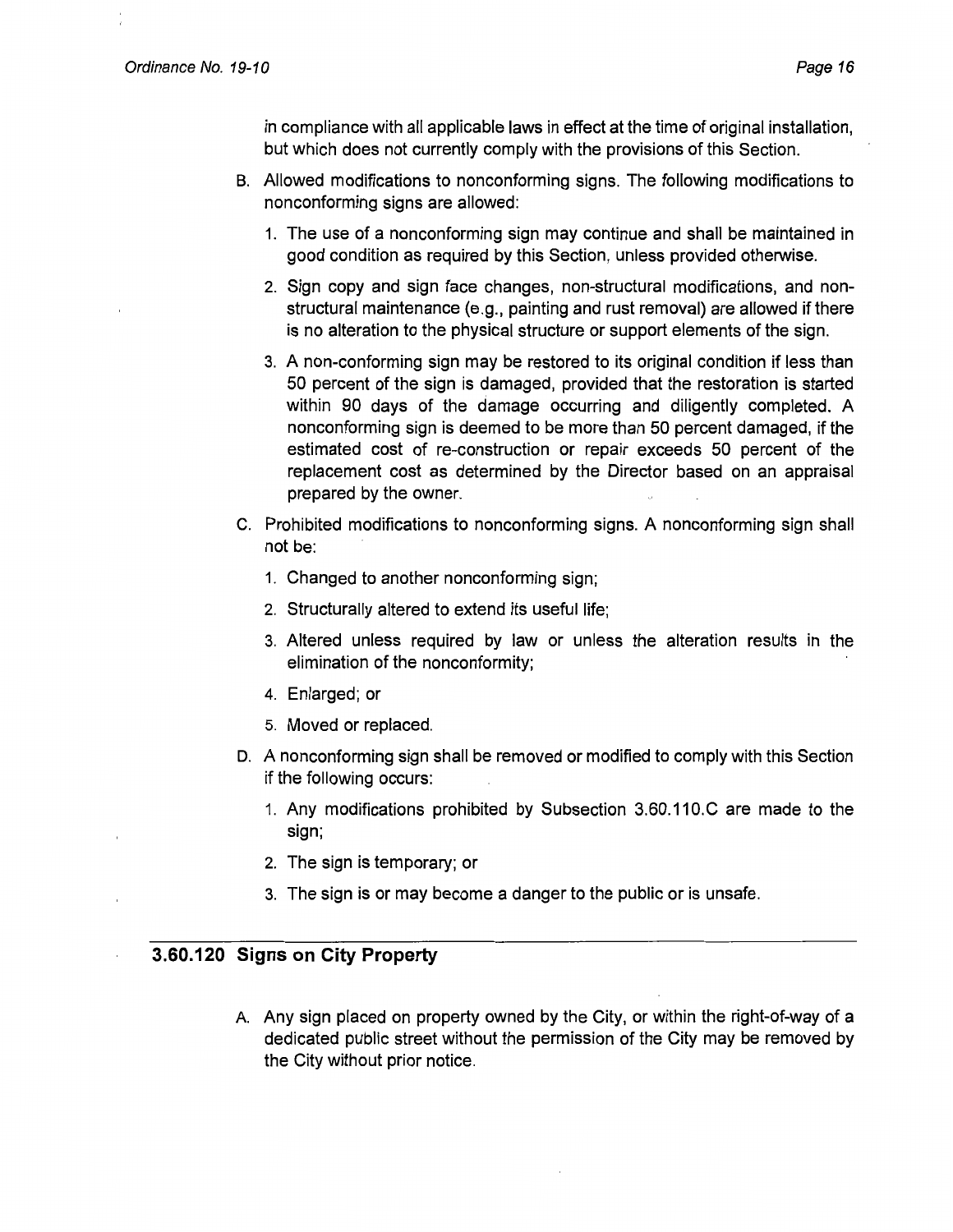in compliance with all applicable laws in effect at the time of original installation, but which does not currently comply with the provisions of this Section.

B. Allowed modifications to nonconforming signs. The following modifications to nonconforming signs are allowed:

   1. The use of a nonconforming sign may continue and shall be maintained in good condition as required by this Section, unless provided otherwise.

   2. Sign copy and sign face changes, non-structural modifications, and non-structural maintenance (e.g., painting and rust removal) are allowed if there is no alteration to the physical structure or support elements of the sign.

   3. A non-conforming sign may be restored to its original condition if less than 50 percent of the sign is damaged, provided that the restoration is started within 90 days of the damage occurring and diligently completed. A nonconforming sign is deemed to be more than 50 percent damaged, if the estimated cost of re-construction or repair exceeds 50 percent of the replacement cost as determined by the Director based on an appraisal prepared by the owner.

C. Prohibited modifications to nonconforming signs. A nonconforming sign shall not be:

   1. Changed to another nonconforming sign;

   2. Structurally altered to extend its useful life;

   3. Altered unless required by law or unless the alteration results in the elimination of the nonconformity;

   4. Enlarged; or

   5. Moved or replaced.

D. A nonconforming sign shall be removed or modified to comply with this Section if the following occurs:

   1. Any modifications prohibited by Subsection 3.60.110.C are made to the sign;

   2. The sign is temporary; or

   3. The sign is or may become a danger to the public or is unsafe.

## 3.60.120 Signs on City Property

A. Any sign placed on property owned by the City, or within the right-of-way of a dedicated public street without the permission of the City may be removed by the City without prior notice.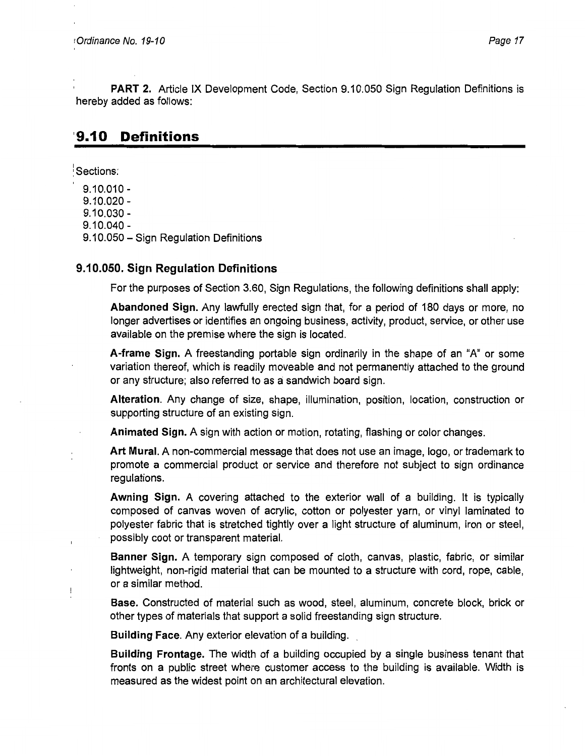PART 2. Article IX Development Code, Section 9.10.050 Sign Regulation Definitions is hereby added as follows:

## 9.10 Definitions

Sections:

9.10.010 -
9.10.020 -
9.10.030 -
9.10.040 -
9.10.050 – Sign Regulation Definitions

### 9.10.050. Sign Regulation Definitions

For the purposes of Section 3.60, Sign Regulations, the following definitions shall apply:

**Abandoned Sign.** Any lawfully erected sign that, for a period of 180 days or more, no longer advertises or identifies an ongoing business, activity, product, service, or other use available on the premise where the sign is located.

**A-frame Sign.** A freestanding portable sign ordinarily in the shape of an "A" or some variation thereof, which is readily moveable and not permanently attached to the ground or any structure; also referred to as a sandwich board sign.

**Alteration.** Any change of size, shape, illumination, position, location, construction or supporting structure of an existing sign.

**Animated Sign.** A sign with action or motion, rotating, flashing or color changes.

**Art Mural.** A non-commercial message that does not use an image, logo, or trademark to promote a commercial product or service and therefore not subject to sign ordinance regulations.

**Awning Sign.** A covering attached to the exterior wall of a building. It is typically composed of canvas woven of acrylic, cotton or polyester yarn, or vinyl laminated to polyester fabric that is stretched tightly over a light structure of aluminum, iron or steel, possibly coot or transparent material.

**Banner Sign.** A temporary sign composed of cloth, canvas, plastic, fabric, or similar lightweight, non-rigid material that can be mounted to a structure with cord, rope, cable, or a similar method.

**Base.** Constructed of material such as wood, steel, aluminum, concrete block, brick or other types of materials that support a solid freestanding sign structure.

**Building Face.** Any exterior elevation of a building.

**Building Frontage.** The width of a building occupied by a single business tenant that fronts on a public street where customer access to the building is available. Width is measured as the widest point on an architectural elevation.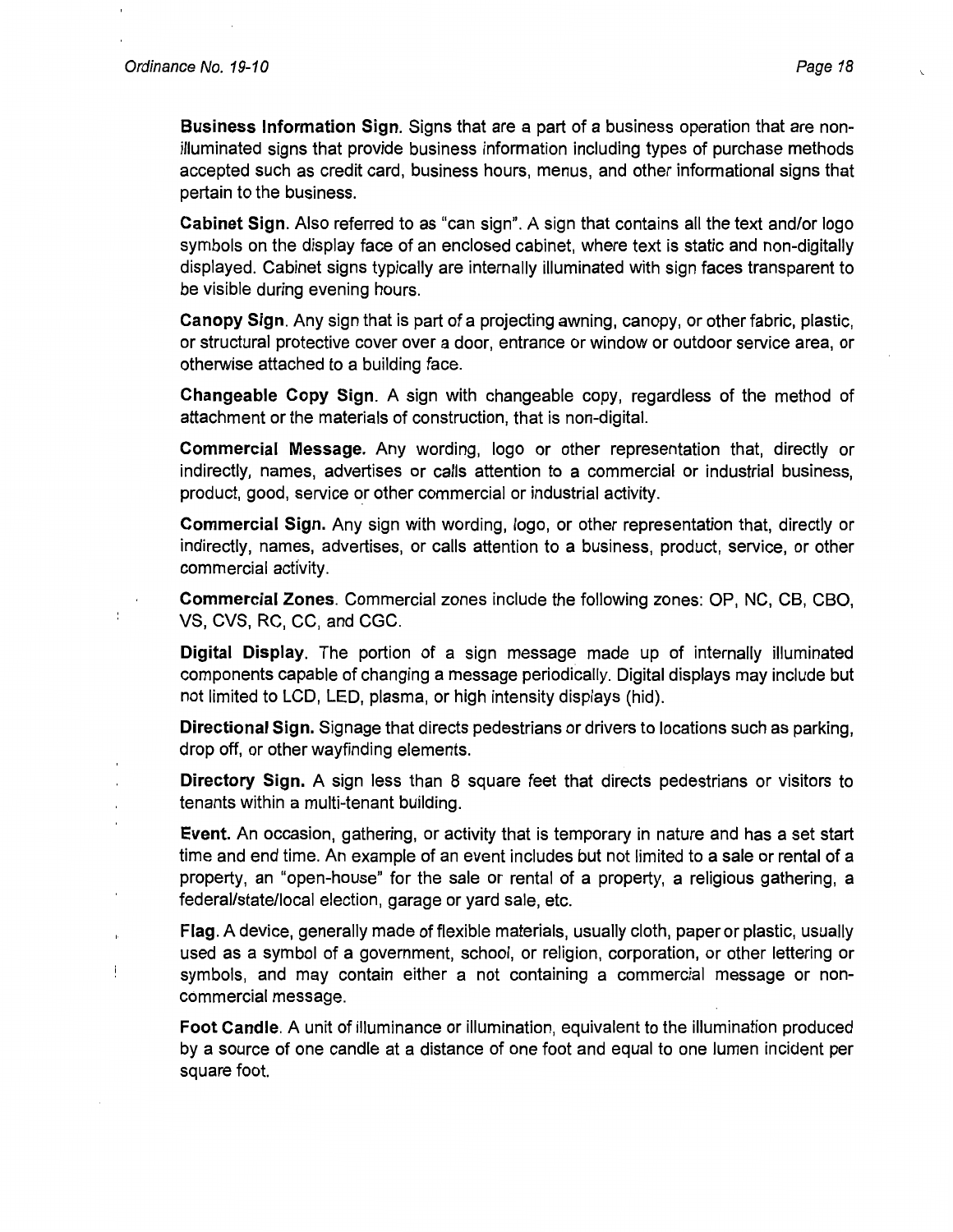**Business Information Sign.** Signs that are a part of a business operation that are non-illuminated signs that provide business information including types of purchase methods accepted such as credit card, business hours, menus, and other informational signs that pertain to the business.

**Cabinet Sign.** Also referred to as "can sign". A sign that contains all the text and/or logo symbols on the display face of an enclosed cabinet, where text is static and non-digitally displayed. Cabinet signs typically are internally illuminated with sign faces transparent to be visible during evening hours.

**Canopy Sign.** Any sign that is part of a projecting awning, canopy, or other fabric, plastic, or structural protective cover over a door, entrance or window or outdoor service area, or otherwise attached to a building face.

**Changeable Copy Sign.** A sign with changeable copy, regardless of the method of attachment or the materials of construction, that is non-digital.

**Commercial Message.** Any wording, logo or other representation that, directly or indirectly, names, advertises or calls attention to a commercial or industrial business, product, good, service or other commercial or industrial activity.

**Commercial Sign.** Any sign with wording, logo, or other representation that, directly or indirectly, names, advertises, or calls attention to a business, product, service, or other commercial activity.

**Commercial Zones.** Commercial zones include the following zones: OP, NC, CB, CBO, VS, CVS, RC, CC, and CGC.

**Digital Display.** The portion of a sign message made up of internally illuminated components capable of changing a message periodically. Digital displays may include but not limited to LCD, LED, plasma, or high intensity displays (hid).

**Directional Sign.** Signage that directs pedestrians or drivers to locations such as parking, drop off, or other wayfinding elements.

**Directory Sign.** A sign less than 8 square feet that directs pedestrians or visitors to tenants within a multi-tenant building.

**Event.** An occasion, gathering, or activity that is temporary in nature and has a set start time and end time. An example of an event includes but not limited to a sale or rental of a property, an "open-house" for the sale or rental of a property, a religious gathering, a federal/state/local election, garage or yard sale, etc.

**Flag.** A device, generally made of flexible materials, usually cloth, paper or plastic, usually used as a symbol of a government, school, or religion, corporation, or other lettering or symbols, and may contain either a not containing a commercial message or non-commercial message.

**Foot Candle.** A unit of illuminance or illumination, equivalent to the illumination produced by a source of one candle at a distance of one foot and equal to one lumen incident per square foot.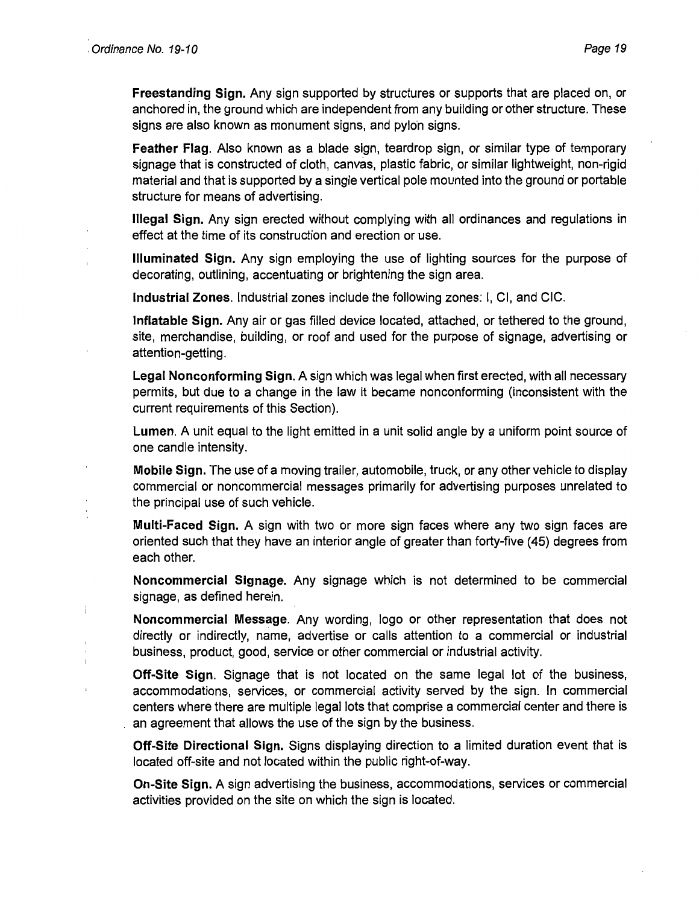**Freestanding Sign.** Any sign supported by structures or supports that are placed on, or anchored in, the ground which are independent from any building or other structure. These signs are also known as monument signs, and pylon signs.

**Feather Flag.** Also known as a blade sign, teardrop sign, or similar type of temporary signage that is constructed of cloth, canvas, plastic fabric, or similar lightweight, non-rigid material and that is supported by a single vertical pole mounted into the ground or portable structure for means of advertising.

**Illegal Sign.** Any sign erected without complying with all ordinances and regulations in effect at the time of its construction and erection or use.

**Illuminated Sign.** Any sign employing the use of lighting sources for the purpose of decorating, outlining, accentuating or brightening the sign area.

**Industrial Zones.** Industrial zones include the following zones: I, CI, and CIC.

**Inflatable Sign.** Any air or gas filled device located, attached, or tethered to the ground, site, merchandise, building, or roof and used for the purpose of signage, advertising or attention-getting.

**Legal Nonconforming Sign.** A sign which was legal when first erected, with all necessary permits, but due to a change in the law it became nonconforming (inconsistent with the current requirements of this Section).

**Lumen.** A unit equal to the light emitted in a unit solid angle by a uniform point source of one candle intensity.

**Mobile Sign.** The use of a moving trailer, automobile, truck, or any other vehicle to display commercial or noncommercial messages primarily for advertising purposes unrelated to the principal use of such vehicle.

**Multi-Faced Sign.** A sign with two or more sign faces where any two sign faces are oriented such that they have an interior angle of greater than forty-five (45) degrees from each other.

**Noncommercial Signage.** Any signage which is not determined to be commercial signage, as defined herein.

**Noncommercial Message.** Any wording, logo or other representation that does not directly or indirectly, name, advertise or calls attention to a commercial or industrial business, product, good, service or other commercial or industrial activity.

**Off-Site Sign.** Signage that is not located on the same legal lot of the business, accommodations, services, or commercial activity served by the sign. In commercial centers where there are multiple legal lots that comprise a commercial center and there is an agreement that allows the use of the sign by the business.

**Off-Site Directional Sign.** Signs displaying direction to a limited duration event that is located off-site and not located within the public right-of-way.

**On-Site Sign.** A sign advertising the business, accommodations, services or commercial activities provided on the site on which the sign is located.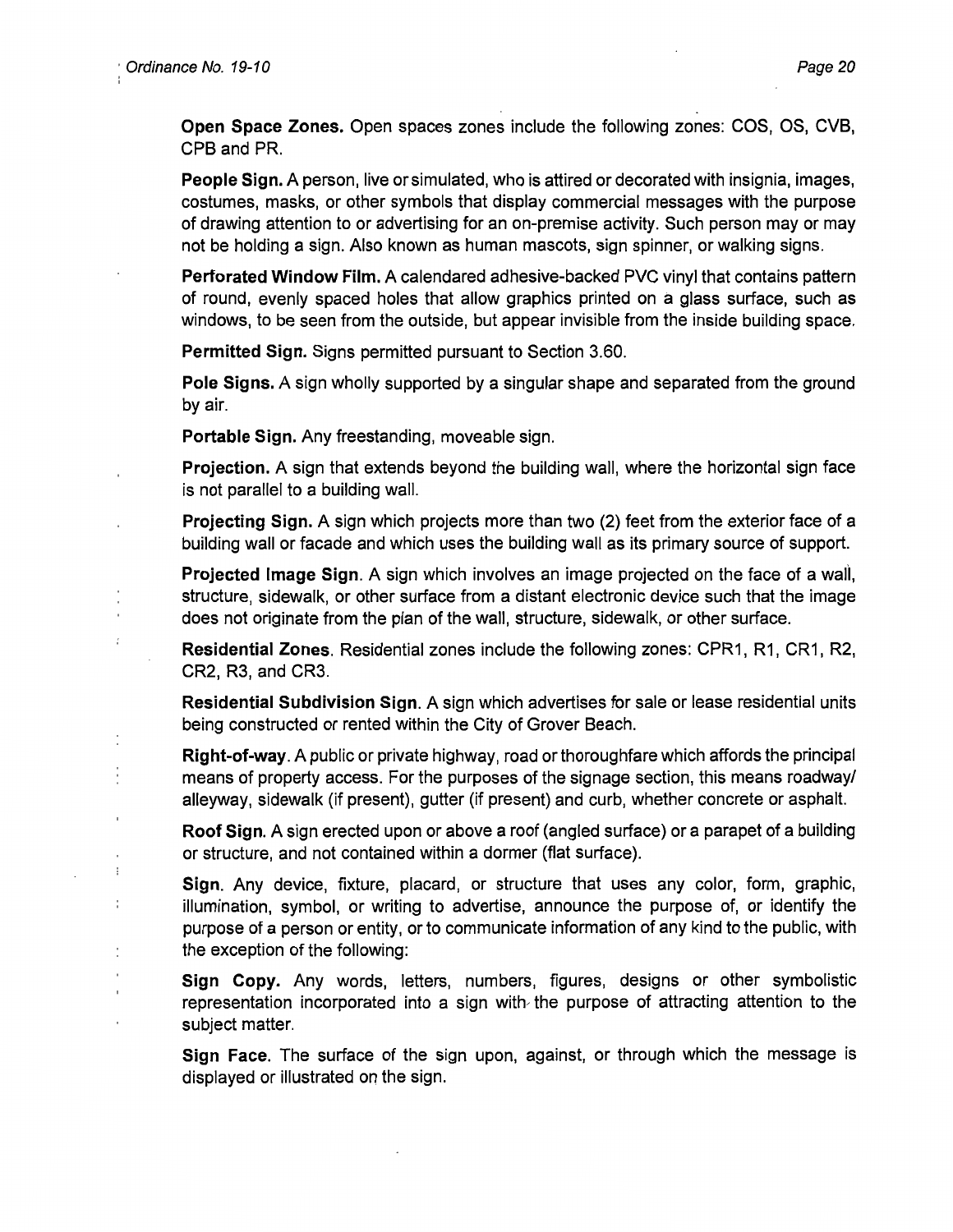**Open Space Zones.** Open spaces zones include the following zones: COS, OS, CVB, CPB and PR.

**People Sign.** A person, live or simulated, who is attired or decorated with insignia, images, costumes, masks, or other symbols that display commercial messages with the purpose of drawing attention to or advertising for an on-premise activity. Such person may or may not be holding a sign. Also known as human mascots, sign spinner, or walking signs.

**Perforated Window Film.** A calendared adhesive-backed PVC vinyl that contains pattern of round, evenly spaced holes that allow graphics printed on a glass surface, such as windows, to be seen from the outside, but appear invisible from the inside building space.

**Permitted Sign.** Signs permitted pursuant to Section 3.60.

**Pole Signs.** A sign wholly supported by a singular shape and separated from the ground by air.

**Portable Sign.** Any freestanding, moveable sign.

**Projection.** A sign that extends beyond the building wall, where the horizontal sign face is not parallel to a building wall.

**Projecting Sign.** A sign which projects more than two (2) feet from the exterior face of a building wall or facade and which uses the building wall as its primary source of support.

**Projected Image Sign**. A sign which involves an image projected on the face of a wall, structure, sidewalk, or other surface from a distant electronic device such that the image does not originate from the plan of the wall, structure, sidewalk, or other surface.

**Residential Zones**. Residential zones include the following zones: CPR1, R1, CR1, R2, CR2, R3, and CR3.

**Residential Subdivision Sign**. A sign which advertises for sale or lease residential units being constructed or rented within the City of Grover Beach.

**Right-of-way**. A public or private highway, road or thoroughfare which affords the principal means of property access. For the purposes of the signage section, this means roadway/ alleyway, sidewalk (if present), gutter (if present) and curb, whether concrete or asphalt.

**Roof Sign**. A sign erected upon or above a roof (angled surface) or a parapet of a building or structure, and not contained within a dormer (flat surface).

**Sign**. Any device, fixture, placard, or structure that uses any color, form, graphic, illumination, symbol, or writing to advertise, announce the purpose of, or identify the purpose of a person or entity, or to communicate information of any kind to the public, with the exception of the following:

**Sign Copy.** Any words, letters, numbers, figures, designs or other symbolistic representation incorporated into a sign with the purpose of attracting attention to the subject matter.

**Sign Face**. The surface of the sign upon, against, or through which the message is displayed or illustrated on the sign.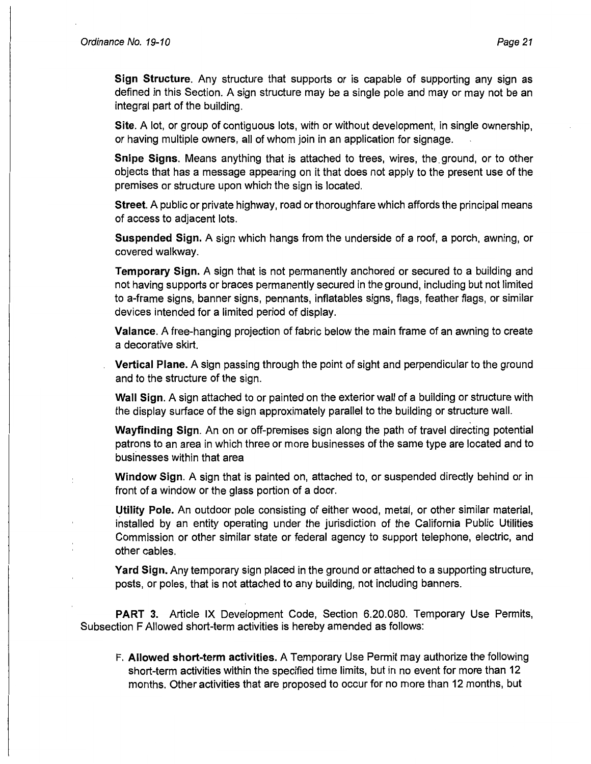**Sign Structure**. Any structure that supports or is capable of supporting any sign as defined in this Section. A sign structure may be a single pole and may or may not be an integral part of the building.

**Site**. A lot, or group of contiguous lots, with or without development, in single ownership, or having multiple owners, all of whom join in an application for signage.

**Snipe Signs**. Means anything that is attached to trees, wires, the ground, or to other objects that has a message appearing on it that does not apply to the present use of the premises or structure upon which the sign is located.

**Street**. A public or private highway, road or thoroughfare which affords the principal means of access to adjacent lots.

**Suspended Sign.** A sign which hangs from the underside of a roof, a porch, awning, or covered walkway.

**Temporary Sign.** A sign that is not permanently anchored or secured to a building and not having supports or braces permanently secured in the ground, including but not limited to a-frame signs, banner signs, pennants, inflatables signs, flags, feather flags, or similar devices intended for a limited period of display.

**Valance**. A free-hanging projection of fabric below the main frame of an awning to create a decorative skirt.

**Vertical Plane.** A sign passing through the point of sight and perpendicular to the ground and to the structure of the sign.

**Wall Sign**. A sign attached to or painted on the exterior wall of a building or structure with the display surface of the sign approximately parallel to the building or structure wall.

**Wayfinding Sign**. An on or off-premises sign along the path of travel directing potential patrons to an area in which three or more businesses of the same type are located and to businesses within that area

**Window Sign**. A sign that is painted on, attached to, or suspended directly behind or in front of a window or the glass portion of a door.

**Utility Pole.** An outdoor pole consisting of either wood, metal, or other similar material, installed by an entity operating under the jurisdiction of the California Public Utilities Commission or other similar state or federal agency to support telephone, electric, and other cables.

**Yard Sign.** Any temporary sign placed in the ground or attached to a supporting structure, posts, or poles, that is not attached to any building, not including banners.

**PART 3.** Article IX Development Code, Section 6.20.080. Temporary Use Permits, Subsection F Allowed short-term activities is hereby amended as follows:

F. **Allowed short-term activities.** A Temporary Use Permit may authorize the following short-term activities within the specified time limits, but in no event for more than 12 months. Other activities that are proposed to occur for no more than 12 months, but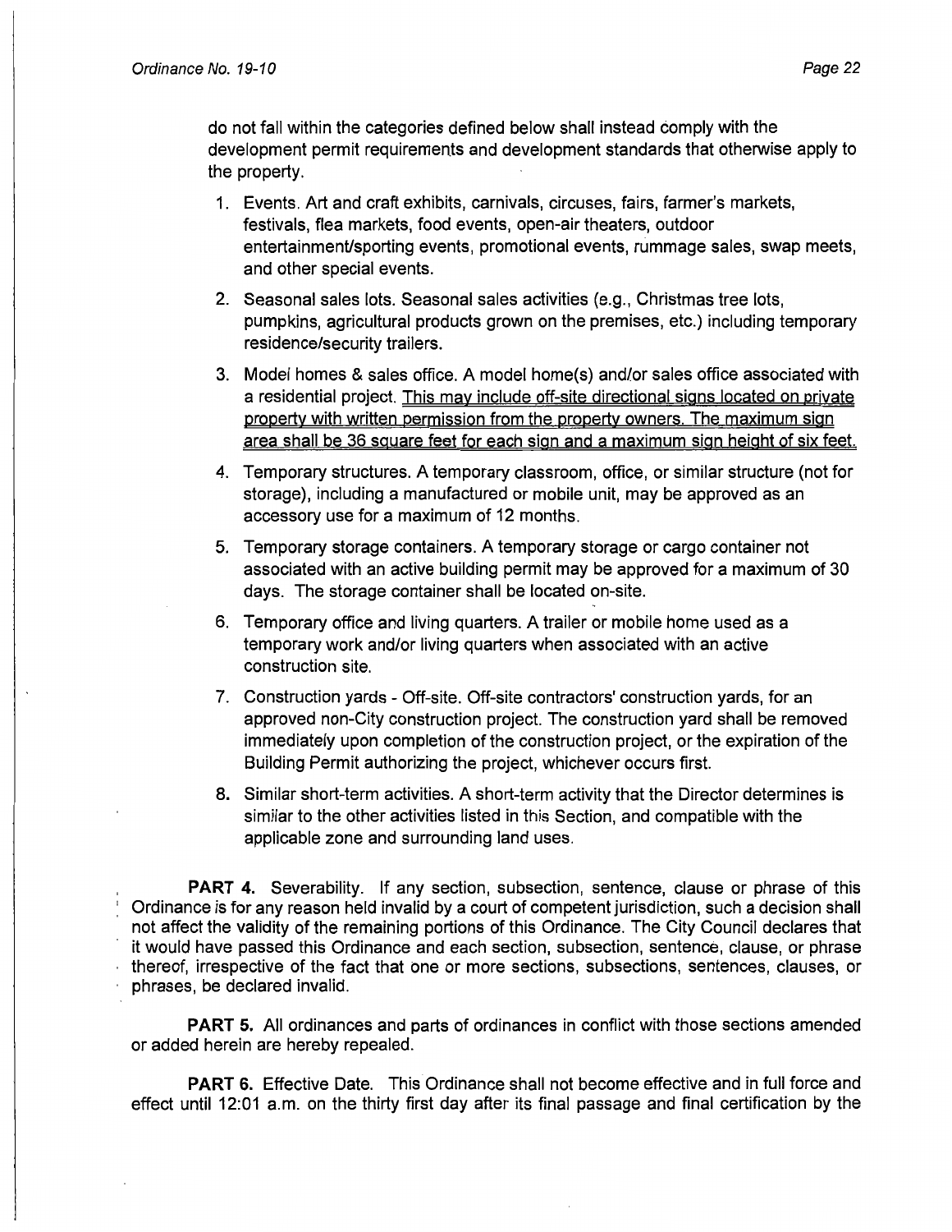do not fall within the categories defined below shall instead comply with the development permit requirements and development standards that otherwise apply to the property.

1. Events. Art and craft exhibits, carnivals, circuses, fairs, farmer's markets, festivals, flea markets, food events, open-air theaters, outdoor entertainment/sporting events, promotional events, rummage sales, swap meets, and other special events.

2. Seasonal sales lots. Seasonal sales activities (e.g., Christmas tree lots, pumpkins, agricultural products grown on the premises, etc.) including temporary residence/security trailers.

3. Model homes & sales office. A model home(s) and/or sales office associated with a residential project. <u>This may include off-site directional signs located on private property with written permission from the property owners. The maximum sign area shall be 36 square feet for each sign and a maximum sign height of six feet.</u>

4. Temporary structures. A temporary classroom, office, or similar structure (not for storage), including a manufactured or mobile unit, may be approved as an accessory use for a maximum of 12 months.

5. Temporary storage containers. A temporary storage or cargo container not associated with an active building permit may be approved for a maximum of 30 days. The storage container shall be located on-site.

6. Temporary office and living quarters. A trailer or mobile home used as a temporary work and/or living quarters when associated with an active construction site.

7. Construction yards - Off-site. Off-site contractors' construction yards, for an approved non-City construction project. The construction yard shall be removed immediately upon completion of the construction project, or the expiration of the Building Permit authorizing the project, whichever occurs first.

8. Similar short-term activities. A short-term activity that the Director determines is similar to the other activities listed in this Section, and compatible with the applicable zone and surrounding land uses.

**PART 4.** Severability. If any section, subsection, sentence, clause or phrase of this Ordinance is for any reason held invalid by a court of competent jurisdiction, such a decision shall not affect the validity of the remaining portions of this Ordinance. The City Council declares that it would have passed this Ordinance and each section, subsection, sentence, clause, or phrase thereof, irrespective of the fact that one or more sections, subsections, sentences, clauses, or phrases, be declared invalid.

**PART 5.** All ordinances and parts of ordinances in conflict with those sections amended or added herein are hereby repealed.

**PART 6.** Effective Date. This Ordinance shall not become effective and in full force and effect until 12:01 a.m. on the thirty first day after its final passage and final certification by the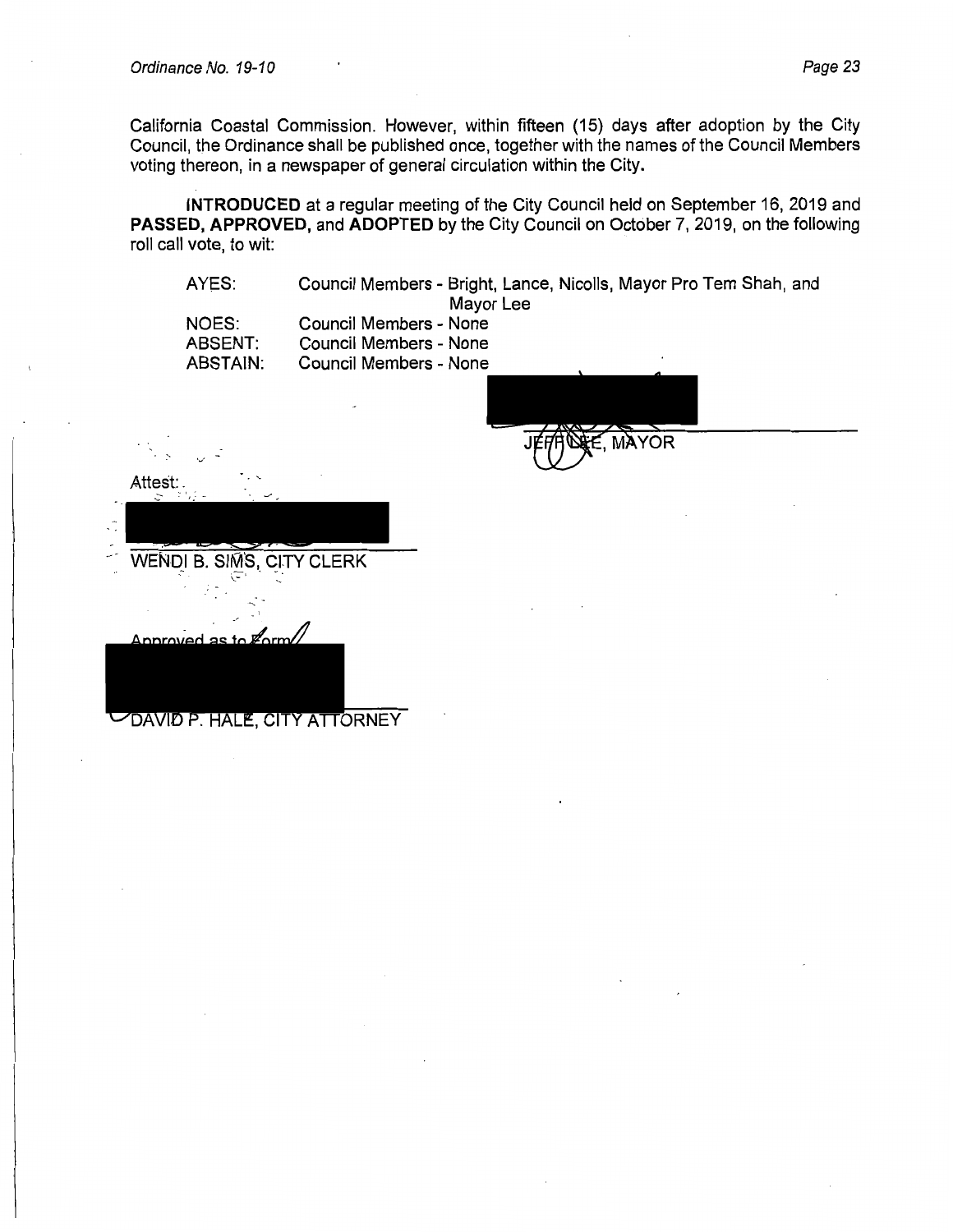California Coastal Commission. However, within fifteen (15) days after adoption by the City Council, the Ordinance shall be published once, together with the names of the Council Members voting thereon, in a newspaper of general circulation within the City.

**INTRODUCED** at a regular meeting of the City Council held on September 16, 2019 and **PASSED, APPROVED,** and **ADOPTED** by the City Council on October 7, 2019, on the following roll call vote, to wit:

| | |
|---|---|
| AYES: | Council Members - Bright, Lance, Nicolls, Mayor Pro Tem Shah, and Mayor Lee |
| NOES: | Council Members - None |
| ABSENT: | Council Members - None |
| ABSTAIN: | Council Members - None |

JEFF LEE, MAYOR

Attest:

WENDI B. SIMS, CITY CLERK

Approved as to Form

DAVID P. HALE, CITY ATTORNEY